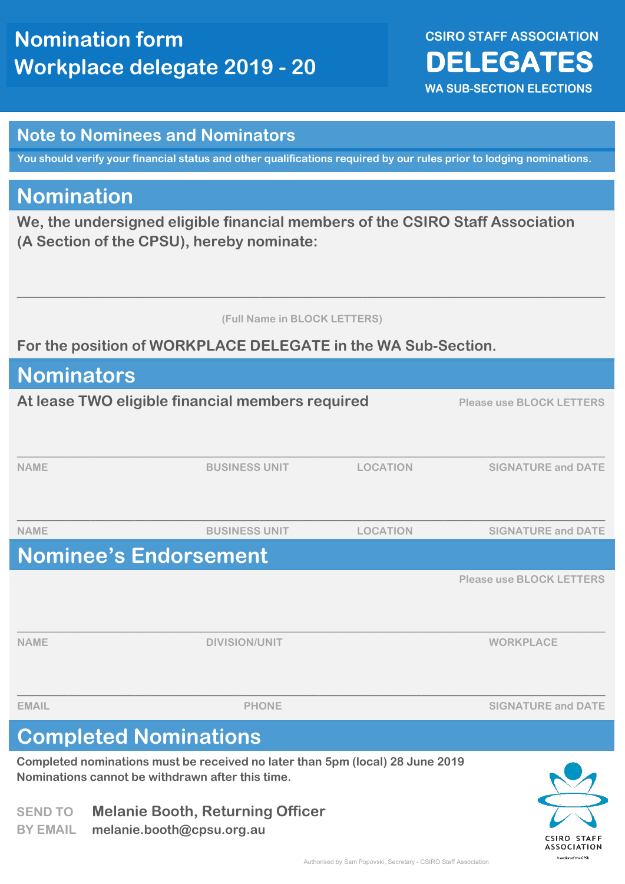# Nomination form
# Workplace delegate 2019 - 20

**CSIRO STAFF ASSOCIATION**
**DELEGATES**
**WA SUB-SECTION ELECTIONS**

## Note to Nominees and Nominators

**You should verify your financial status and other qualifications required by our rules prior to lodging nominations.**

## Nomination

**We, the undersigned eligible financial members of the CSIRO Staff Association (A Section of the CPSU), hereby nominate:**

\_\_\_\_\_\_\_\_\_\_\_\_\_\_\_\_\_\_\_\_\_\_\_\_\_\_\_\_\_\_\_\_\_\_\_\_\_\_\_\_\_\_\_\_\_\_\_\_

(Full Name in BLOCK LETTERS)

**For the position of WORKPLACE DELEGATE in the WA Sub-Section.**

## Nominators

**At lease TWO eligible financial members required**

Please use BLOCK LETTERS

| NAME | BUSINESS UNIT | LOCATION | SIGNATURE and DATE |
|---|---|---|---|
| | | | |
| | | | |

## Nominee's Endorsement

Please use BLOCK LETTERS

| NAME | DIVISION/UNIT | WORKPLACE |
|---|---|---|
| | | |

| EMAIL | PHONE | SIGNATURE and DATE |
|---|---|---|
| | | |

## Completed Nominations

**Completed nominations must be received no later than 5pm (local) 28 June 2019**
**Nominations cannot be withdrawn after this time.**

SEND TO **Melanie Booth, Returning Officer**
BY EMAIL **melanie.booth@cpsu.org.au**

CSIRO STAFF ASSOCIATION

Authorised by Sam Popovski, Secretary - CSIRO Staff Association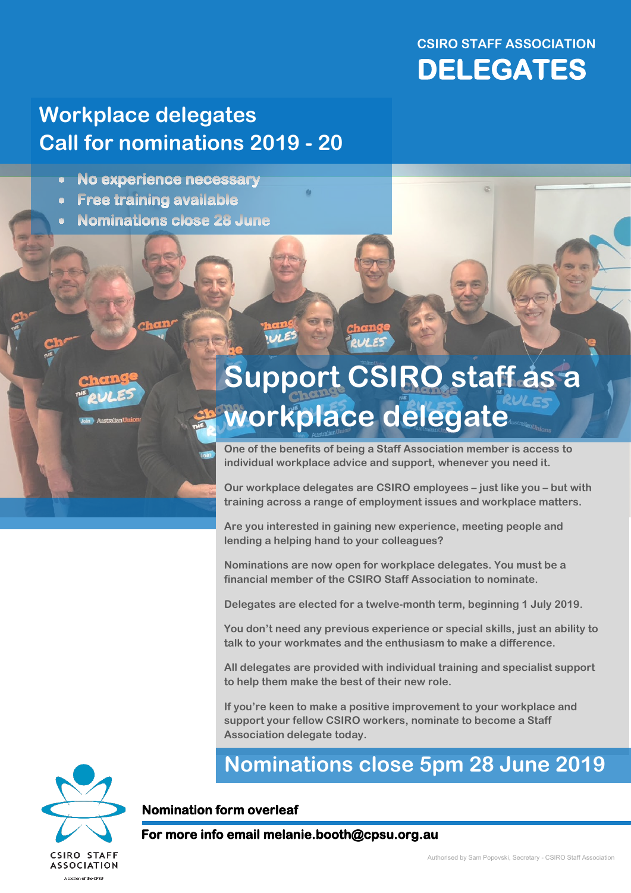CSIRO STAFF ASSOCIATION

# DELEGATES

## Workplace delegates
## Call for nominations 2019 - 20

- No experience necessary
- Free training available
- Nominations close 28 June

## Support CSIRO staff as a workplace delegate

One of the benefits of being a Staff Association member is access to individual workplace advice and support, whenever you need it.

Our workplace delegates are CSIRO employees – just like you – but with training across a range of employment issues and workplace matters.

Are you interested in gaining new experience, meeting people and lending a helping hand to your colleagues?

Nominations are now open for workplace delegates. You must be a financial member of the CSIRO Staff Association to nominate.

Delegates are elected for a twelve-month term, beginning 1 July 2019.

You don't need any previous experience or special skills, just an ability to talk to your workmates and the enthusiasm to make a difference.

All delegates are provided with individual training and specialist support to help them make the best of their new role.

If you're keen to make a positive improvement to your workplace and support your fellow CSIRO workers, nominate to become a Staff Association delegate today.

## Nominations close 5pm 28 June 2019

**Nomination form overleaf**

**For more info email melanie.booth@cpsu.org.au**

CSIRO STAFF ASSOCIATION
A section of the CPSU

Authorised by Sam Popovski, Secretary - CSIRO Staff Association